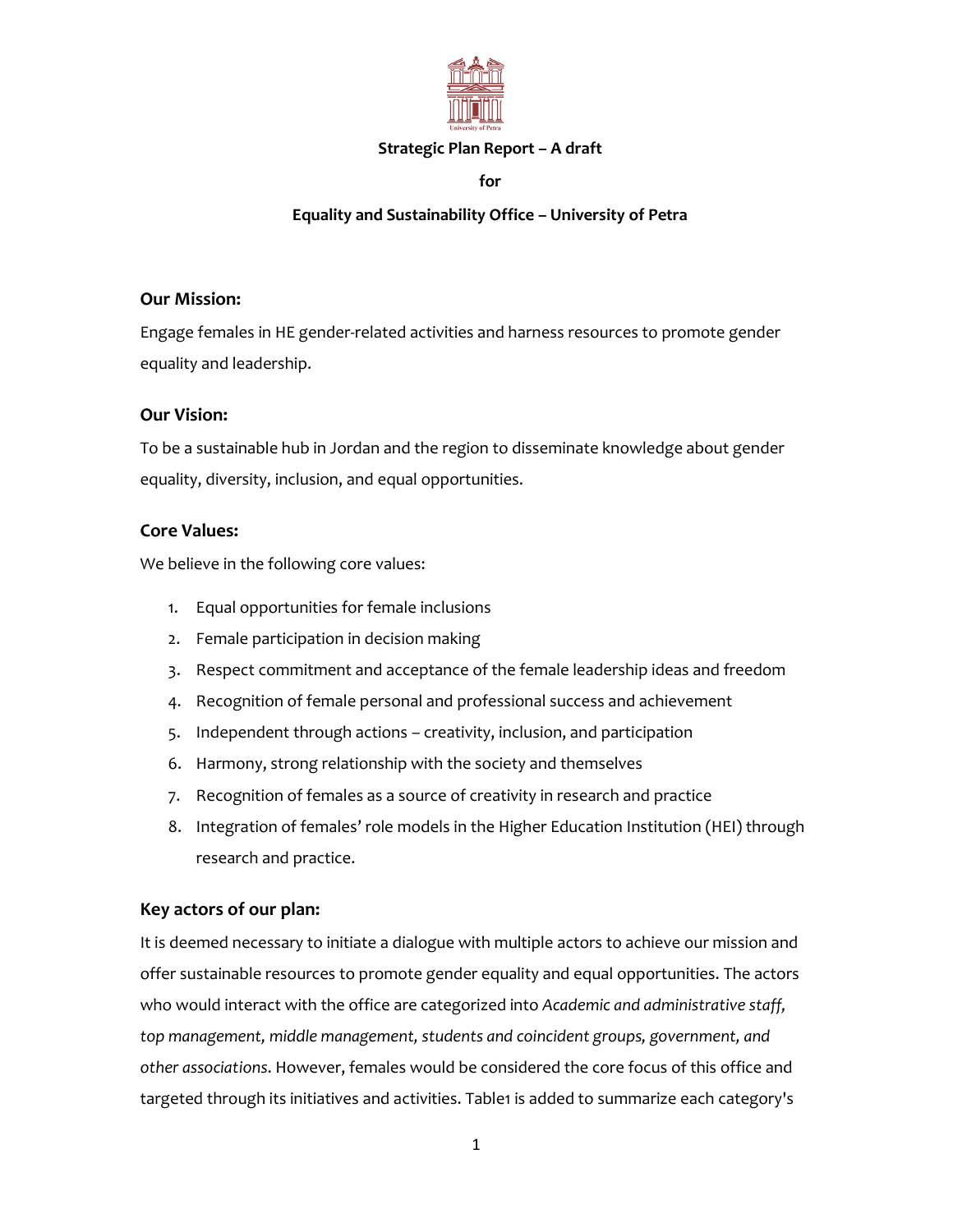**Strategic Plan Report – A draft**

**for**

**Equality and Sustainability Office – University of Petra**

### Our Mission:

Engage females in HE gender-related activities and harness resources to promote gender equality and leadership.

### Our Vision:

To be a sustainable hub in Jordan and the region to disseminate knowledge about gender equality, diversity, inclusion, and equal opportunities.

### Core Values:

We believe in the following core values:

1. Equal opportunities for female inclusions
2. Female participation in decision making
3. Respect commitment and acceptance of the female leadership ideas and freedom
4. Recognition of female personal and professional success and achievement
5. Independent through actions – creativity, inclusion, and participation
6. Harmony, strong relationship with the society and themselves
7. Recognition of females as a source of creativity in research and practice
8. Integration of females' role models in the Higher Education Institution (HEI) through research and practice.

### Key actors of our plan:

It is deemed necessary to initiate a dialogue with multiple actors to achieve our mission and offer sustainable resources to promote gender equality and equal opportunities. The actors who would interact with the office are categorized into *Academic and administrative staff, top management, middle management, students and coincident groups, government, and other associations*. However, females would be considered the core focus of this office and targeted through its initiatives and activities. Table1 is added to summarize each category's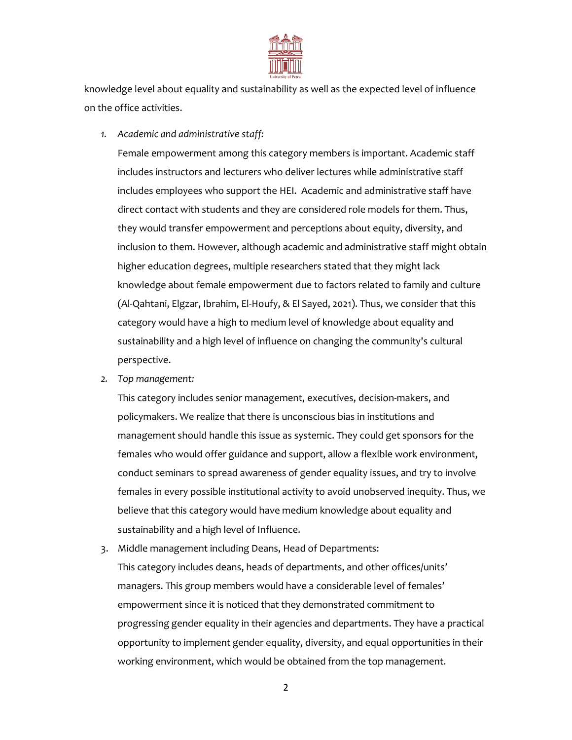knowledge level about equality and sustainability as well as the expected level of influence on the office activities.

1. *Academic and administrative staff:*

   Female empowerment among this category members is important. Academic staff includes instructors and lecturers who deliver lectures while administrative staff includes employees who support the HEI. Academic and administrative staff have direct contact with students and they are considered role models for them. Thus, they would transfer empowerment and perceptions about equity, diversity, and inclusion to them. However, although academic and administrative staff might obtain higher education degrees, multiple researchers stated that they might lack knowledge about female empowerment due to factors related to family and culture (Al-Qahtani, Elgzar, Ibrahim, El-Houfy, & El Sayed, 2021). Thus, we consider that this category would have a high to medium level of knowledge about equality and sustainability and a high level of influence on changing the community's cultural perspective.

2. *Top management:*

   This category includes senior management, executives, decision-makers, and policymakers. We realize that there is unconscious bias in institutions and management should handle this issue as systemic. They could get sponsors for the females who would offer guidance and support, allow a flexible work environment, conduct seminars to spread awareness of gender equality issues, and try to involve females in every possible institutional activity to avoid unobserved inequity. Thus, we believe that this category would have medium knowledge about equality and sustainability and a high level of Influence.

3. Middle management including Deans, Head of Departments:

   This category includes deans, heads of departments, and other offices/units' managers. This group members would have a considerable level of females' empowerment since it is noticed that they demonstrated commitment to progressing gender equality in their agencies and departments. They have a practical opportunity to implement gender equality, diversity, and equal opportunities in their working environment, which would be obtained from the top management.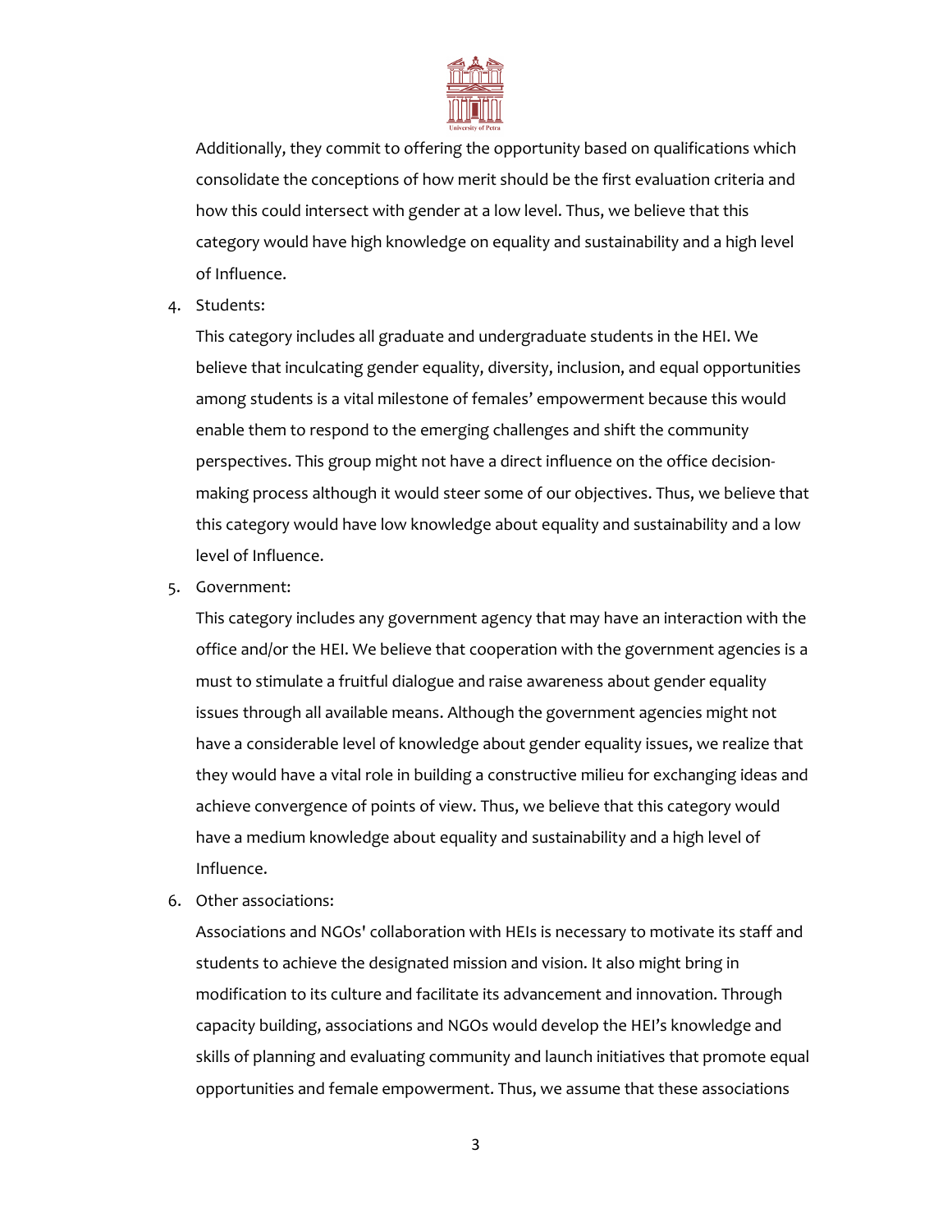Additionally, they commit to offering the opportunity based on qualifications which consolidate the conceptions of how merit should be the first evaluation criteria and how this could intersect with gender at a low level. Thus, we believe that this category would have high knowledge on equality and sustainability and a high level of Influence.

4. Students:

   This category includes all graduate and undergraduate students in the HEI. We believe that inculcating gender equality, diversity, inclusion, and equal opportunities among students is a vital milestone of females' empowerment because this would enable them to respond to the emerging challenges and shift the community perspectives. This group might not have a direct influence on the office decision-making process although it would steer some of our objectives. Thus, we believe that this category would have low knowledge about equality and sustainability and a low level of Influence.

5. Government:

   This category includes any government agency that may have an interaction with the office and/or the HEI. We believe that cooperation with the government agencies is a must to stimulate a fruitful dialogue and raise awareness about gender equality issues through all available means. Although the government agencies might not have a considerable level of knowledge about gender equality issues, we realize that they would have a vital role in building a constructive milieu for exchanging ideas and achieve convergence of points of view. Thus, we believe that this category would have a medium knowledge about equality and sustainability and a high level of Influence.

6. Other associations:

   Associations and NGOs' collaboration with HEIs is necessary to motivate its staff and students to achieve the designated mission and vision. It also might bring in modification to its culture and facilitate its advancement and innovation. Through capacity building, associations and NGOs would develop the HEI's knowledge and skills of planning and evaluating community and launch initiatives that promote equal opportunities and female empowerment. Thus, we assume that these associations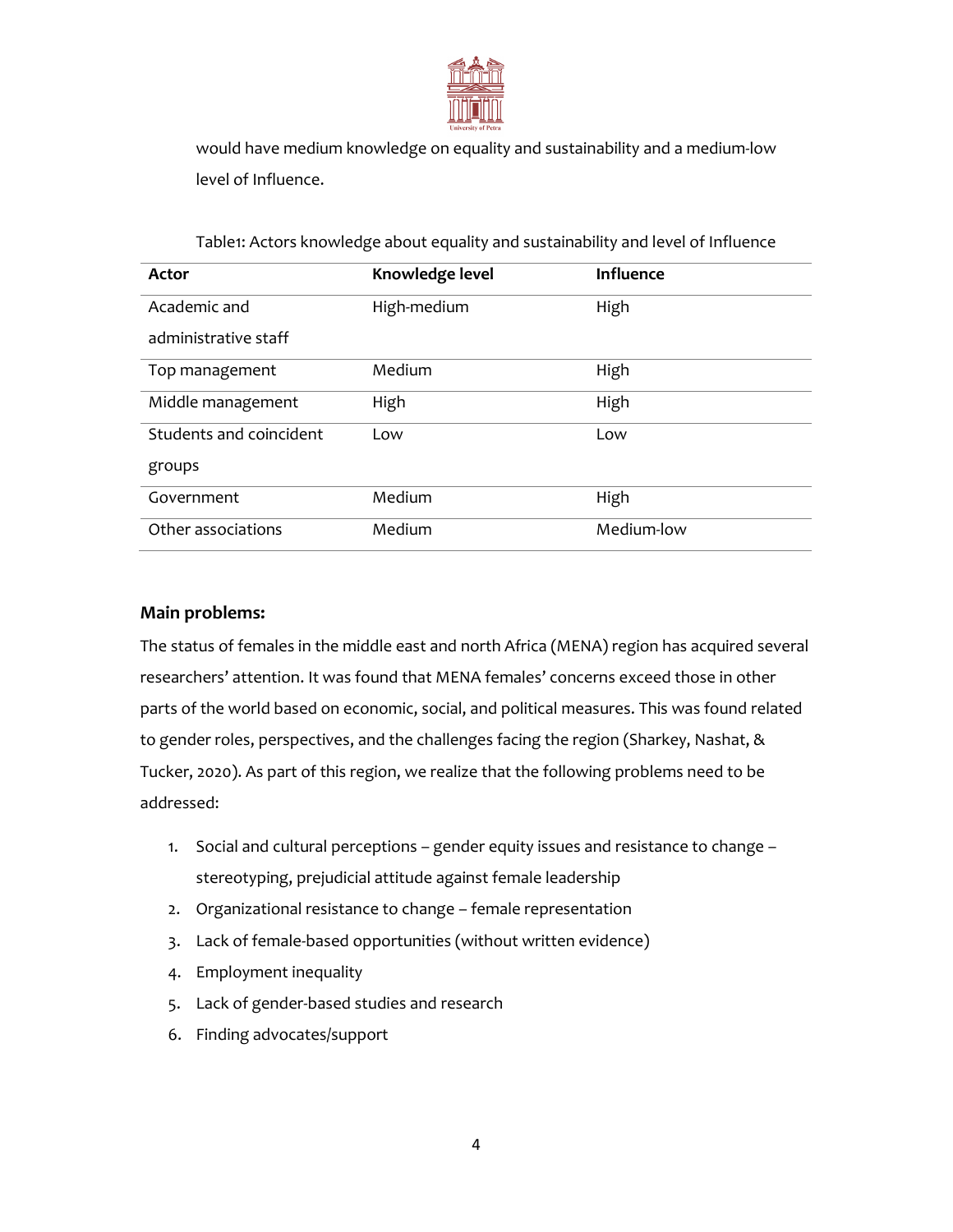would have medium knowledge on equality and sustainability and a medium-low level of Influence.

Table1: Actors knowledge about equality and sustainability and level of Influence

| Actor | Knowledge level | Influence |
|---|---|---|
| Academic and administrative staff | High-medium | High |
| Top management | Medium | High |
| Middle management | High | High |
| Students and coincident groups | Low | Low |
| Government | Medium | High |
| Other associations | Medium | Medium-low |

**Main problems:**

The status of females in the middle east and north Africa (MENA) region has acquired several researchers' attention. It was found that MENA females' concerns exceed those in other parts of the world based on economic, social, and political measures. This was found related to gender roles, perspectives, and the challenges facing the region (Sharkey, Nashat, & Tucker, 2020). As part of this region, we realize that the following problems need to be addressed:

1. Social and cultural perceptions – gender equity issues and resistance to change – stereotyping, prejudicial attitude against female leadership
2. Organizational resistance to change – female representation
3. Lack of female-based opportunities (without written evidence)
4. Employment inequality
5. Lack of gender-based studies and research
6. Finding advocates/support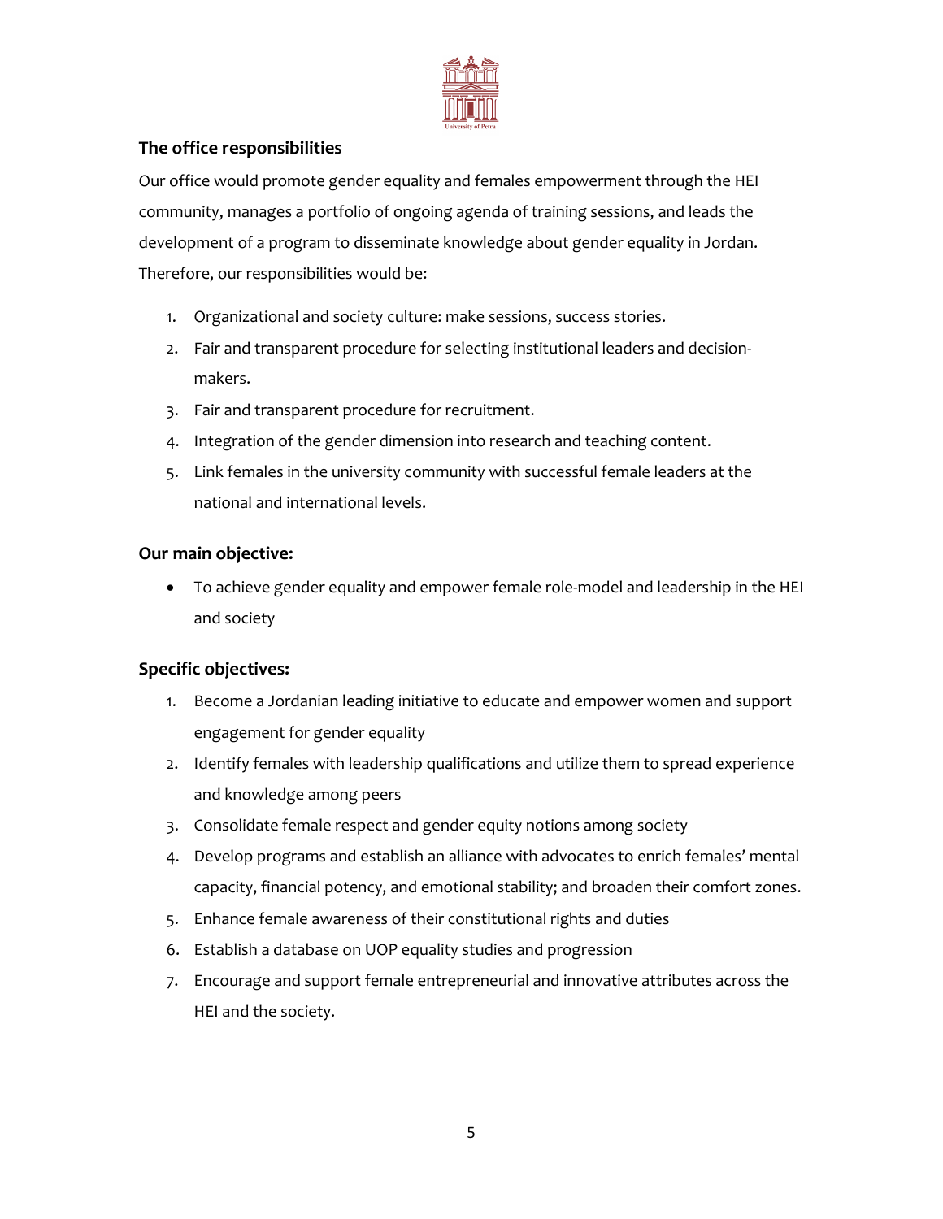### The office responsibilities

Our office would promote gender equality and females empowerment through the HEI community, manages a portfolio of ongoing agenda of training sessions, and leads the development of a program to disseminate knowledge about gender equality in Jordan. Therefore, our responsibilities would be:

1. Organizational and society culture: make sessions, success stories.
2. Fair and transparent procedure for selecting institutional leaders and decision-makers.
3. Fair and transparent procedure for recruitment.
4. Integration of the gender dimension into research and teaching content.
5. Link females in the university community with successful female leaders at the national and international levels.

### Our main objective:

- To achieve gender equality and empower female role-model and leadership in the HEI and society

### Specific objectives:

1. Become a Jordanian leading initiative to educate and empower women and support engagement for gender equality
2. Identify females with leadership qualifications and utilize them to spread experience and knowledge among peers
3. Consolidate female respect and gender equity notions among society
4. Develop programs and establish an alliance with advocates to enrich females' mental capacity, financial potency, and emotional stability; and broaden their comfort zones.
5. Enhance female awareness of their constitutional rights and duties
6. Establish a database on UOP equality studies and progression
7. Encourage and support female entrepreneurial and innovative attributes across the HEI and the society.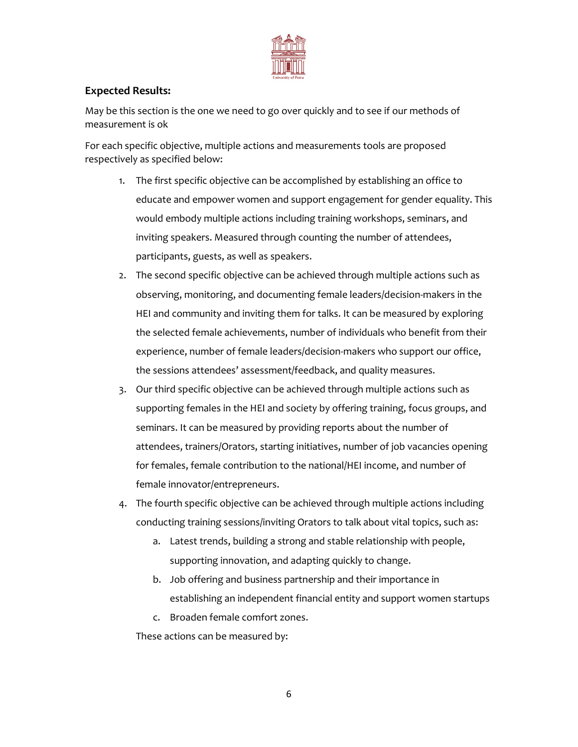**Expected Results:**

May be this section is the one we need to go over quickly and to see if our methods of measurement is ok

For each specific objective, multiple actions and measurements tools are proposed respectively as specified below:

1. The first specific objective can be accomplished by establishing an office to educate and empower women and support engagement for gender equality. This would embody multiple actions including training workshops, seminars, and inviting speakers. Measured through counting the number of attendees, participants, guests, as well as speakers.
2. The second specific objective can be achieved through multiple actions such as observing, monitoring, and documenting female leaders/decision-makers in the HEI and community and inviting them for talks. It can be measured by exploring the selected female achievements, number of individuals who benefit from their experience, number of female leaders/decision-makers who support our office, the sessions attendees' assessment/feedback, and quality measures.
3. Our third specific objective can be achieved through multiple actions such as supporting females in the HEI and society by offering training, focus groups, and seminars. It can be measured by providing reports about the number of attendees, trainers/Orators, starting initiatives, number of job vacancies opening for females, female contribution to the national/HEI income, and number of female innovator/entrepreneurs.
4. The fourth specific objective can be achieved through multiple actions including conducting training sessions/inviting Orators to talk about vital topics, such as:
   a. Latest trends, building a strong and stable relationship with people, supporting innovation, and adapting quickly to change.
   b. Job offering and business partnership and their importance in establishing an independent financial entity and support women startups
   c. Broaden female comfort zones.

   These actions can be measured by: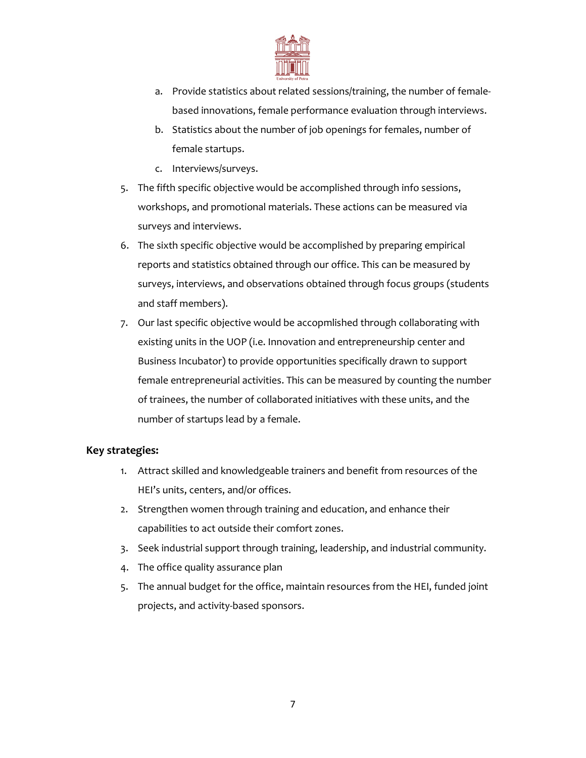a. Provide statistics about related sessions/training, the number of female-based innovations, female performance evaluation through interviews.
b. Statistics about the number of job openings for females, number of female startups.
c. Interviews/surveys.

5. The fifth specific objective would be accomplished through info sessions, workshops, and promotional materials. These actions can be measured via surveys and interviews.
6. The sixth specific objective would be accomplished by preparing empirical reports and statistics obtained through our office. This can be measured by surveys, interviews, and observations obtained through focus groups (students and staff members).
7. Our last specific objective would be accopmlished through collaborating with existing units in the UOP (i.e. Innovation and entrepreneurship center and Business Incubator) to provide opportunities specifically drawn to support female entrepreneurial activities. This can be measured by counting the number of trainees, the number of collaborated initiatives with these units, and the number of startups lead by a female.

**Key strategies:**

1. Attract skilled and knowledgeable trainers and benefit from resources of the HEI's units, centers, and/or offices.
2. Strengthen women through training and education, and enhance their capabilities to act outside their comfort zones.
3. Seek industrial support through training, leadership, and industrial community.
4. The office quality assurance plan
5. The annual budget for the office, maintain resources from the HEI, funded joint projects, and activity-based sponsors.